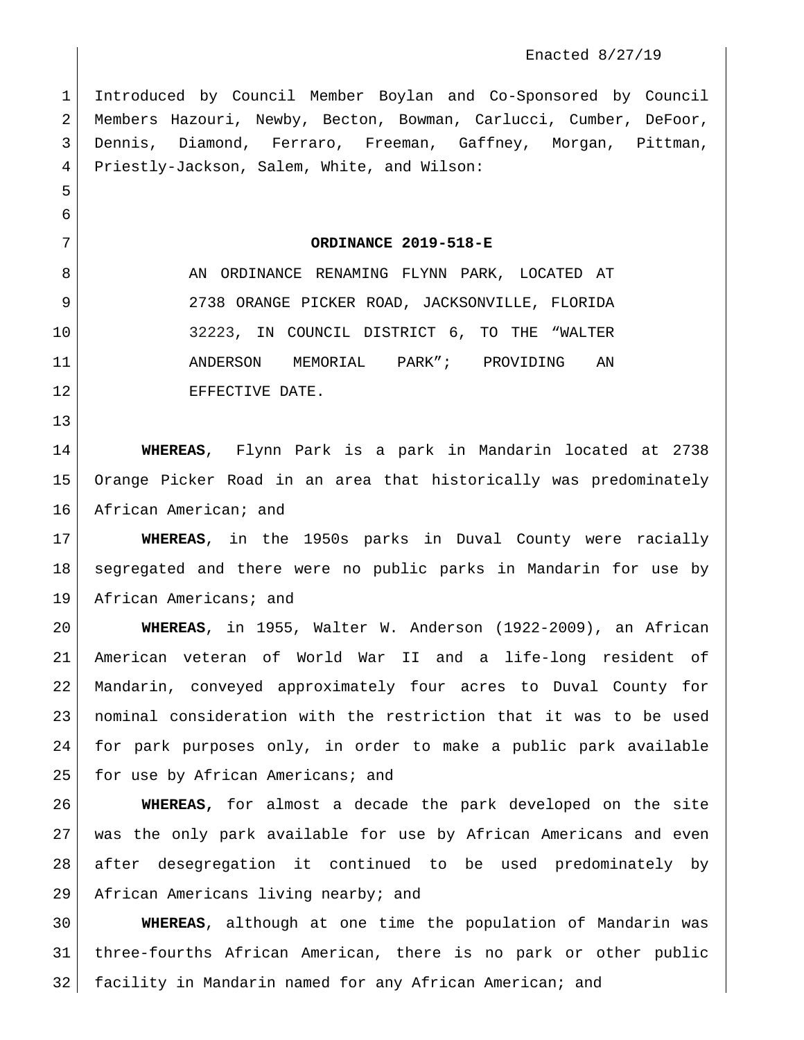Enacted 8/27/19

Introduced by Council Member Boylan and Co-Sponsored by Council Members Hazouri, Newby, Becton, Bowman, Carlucci, Cumber, DeFoor, Dennis, Diamond, Ferraro, Freeman, Gaffney, Morgan, Pittman, Priestly-Jackson, Salem, White, and Wilson:

**ORDINANCE 2019-518-E**

AN ORDINANCE RENAMING FLYNN PARK, LOCATED AT 2738 ORANGE PICKER ROAD, JACKSONVILLE, FLORIDA 32223, IN COUNCIL DISTRICT 6, TO THE "WALTER ANDERSON MEMORIAL PARK"; PROVIDING AN EFFECTIVE DATE.

**WHEREAS**, Flynn Park is a park in Mandarin located at 2738 Orange Picker Road in an area that historically was predominately African American; and

**WHEREAS**, in the 1950s parks in Duval County were racially segregated and there were no public parks in Mandarin for use by African Americans; and

**WHEREAS**, in 1955, Walter W. Anderson (1922-2009), an African American veteran of World War II and a life-long resident of Mandarin, conveyed approximately four acres to Duval County for nominal consideration with the restriction that it was to be used for park purposes only, in order to make a public park available for use by African Americans; and

**WHEREAS,** for almost a decade the park developed on the site was the only park available for use by African Americans and even after desegregation it continued to be used predominately by African Americans living nearby; and

**WHEREAS**, although at one time the population of Mandarin was three-fourths African American, there is no park or other public facility in Mandarin named for any African American; and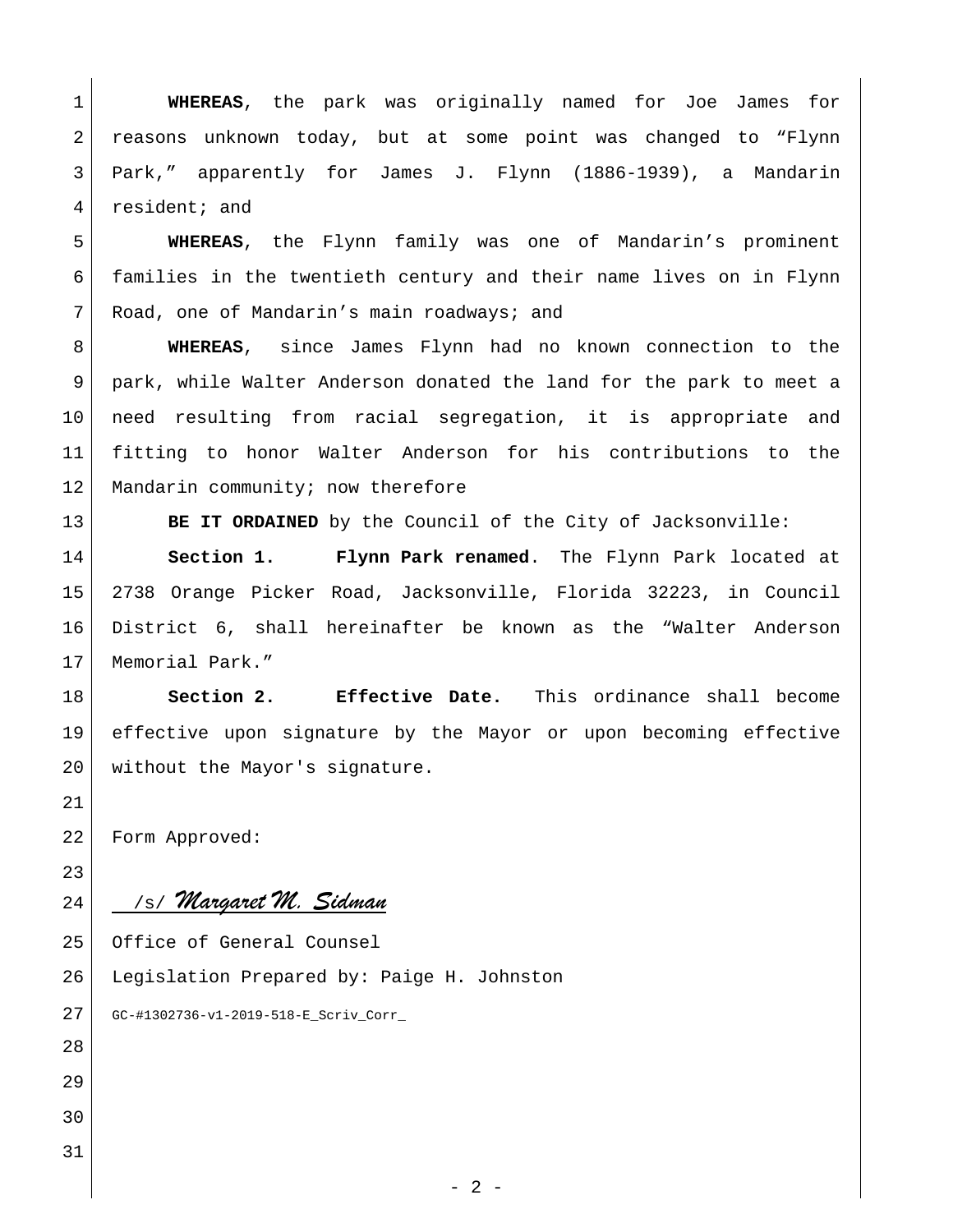**WHEREAS**, the park was originally named for Joe James for reasons unknown today, but at some point was changed to "Flynn Park," apparently for James J. Flynn (1886-1939), a Mandarin resident; and

**WHEREAS**, the Flynn family was one of Mandarin's prominent families in the twentieth century and their name lives on in Flynn Road, one of Mandarin's main roadways; and

**WHEREAS**, since James Flynn had no known connection to the park, while Walter Anderson donated the land for the park to meet a need resulting from racial segregation, it is appropriate and fitting to honor Walter Anderson for his contributions to the Mandarin community; now therefore

**BE IT ORDAINED** by the Council of the City of Jacksonville:

**Section 1. Flynn Park renamed**. The Flynn Park located at 2738 Orange Picker Road, Jacksonville, Florida 32223, in Council District 6, shall hereinafter be known as the "Walter Anderson Memorial Park."

**Section 2. Effective Date.** This ordinance shall become effective upon signature by the Mayor or upon becoming effective without the Mayor's signature.

Form Approved:

/s/ *Margaret M. Sidman*

Office of General Counsel

Legislation Prepared by: Paige H. Johnston

GC-#1302736-v1-2019-518-E_Scriv_Corr_